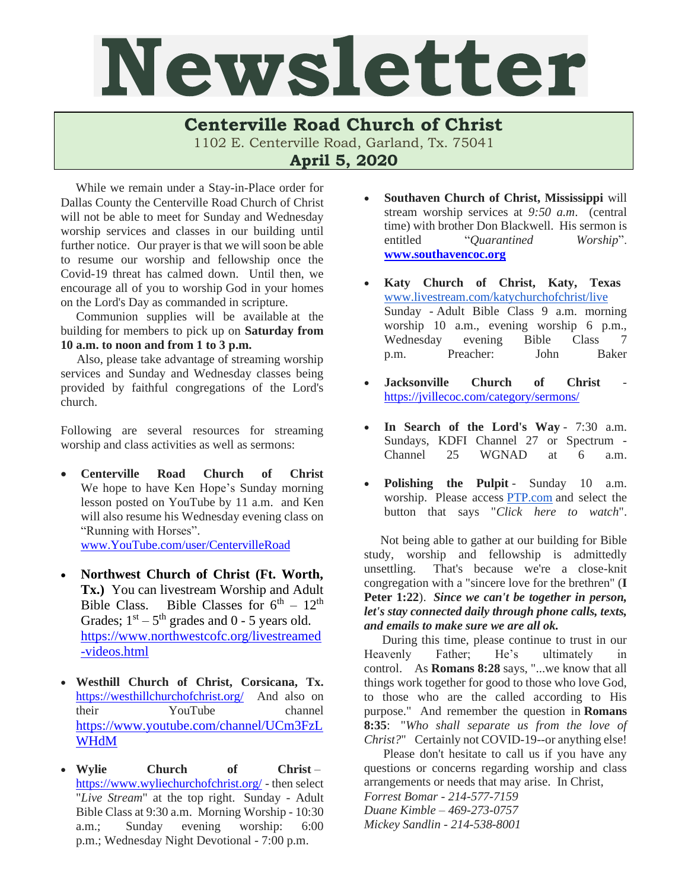# Newsletter

## Centerville Road Church of Christ

1102 E. Centerville Road, Garland, Tx. 75041

**April 5, 2020**

While we remain under a Stay-in-Place order for Dallas County the Centerville Road Church of Christ will not be able to meet for Sunday and Wednesday worship services and classes in our building until further notice. Our prayer is that we will soon be able to resume our worship and fellowship once the Covid-19 threat has calmed down. Until then, we encourage all of you to worship God in your homes on the Lord's Day as commanded in scripture.

Communion supplies will be available at the building for members to pick up on **Saturday from 10 a.m. to noon and from 1 to 3 p.m.**

Also, please take advantage of streaming worship services and Sunday and Wednesday classes being provided by faithful congregations of the Lord's church.

Following are several resources for streaming worship and class activities as well as sermons:

- **Centerville Road Church of Christ** We hope to have Ken Hope's Sunday morning lesson posted on YouTube by 11 a.m. and Ken will also resume his Wednesday evening class on "Running with Horses". www.YouTube.com/user/CentervilleRoad
- **Northwest Church of Christ (Ft. Worth, Tx.)** You can livestream Worship and Adult Bible Class. Bible Classes for 6th – 12th Grades; 1st – 5th grades and 0 - 5 years old. https://www.northwestcofc.org/livestreamed-videos.html
- **Westhill Church of Christ, Corsicana, Tx.** https://westhillchurchofchrist.org/ And also on their YouTube channel https://www.youtube.com/channel/UCm3FzLWHdM
- **Wylie Church of Christ** – https://www.wyliechurchofchrist.org/ - then select "*Live Stream*" at the top right. Sunday - Adult Bible Class at 9:30 a.m. Morning Worship - 10:30 a.m.; Sunday evening worship: 6:00 p.m.; Wednesday Night Devotional - 7:00 p.m.
- **Southaven Church of Christ, Mississippi** will stream worship services at *9:50 a.m.* (central time) with brother Don Blackwell. His sermon is entitled "*Quarantined Worship*". **www.southavencoc.org**
- **Katy Church of Christ, Katy, Texas** www.livestream.com/katychurchofchrist/live Sunday - Adult Bible Class 9 a.m. morning worship 10 a.m., evening worship 6 p.m., Wednesday evening Bible Class 7 p.m. Preacher: John Baker
- **Jacksonville Church of Christ** - https://jvillecoc.com/category/sermons/
- **In Search of the Lord's Way** - 7:30 a.m. Sundays, KDFI Channel 27 or Spectrum - Channel 25 WGNAD at 6 a.m.
- **Polishing the Pulpit** - Sunday 10 a.m. worship. Please access PTP.com and select the button that says "*Click here to watch*".

Not being able to gather at our building for Bible study, worship and fellowship is admittedly unsettling. That's because we're a close-knit congregation with a "sincere love for the brethren" (**I Peter 1:22**). ***Since we can't be together in person, let's stay connected daily through phone calls, texts, and emails to make sure we are all ok.***

During this time, please continue to trust in our Heavenly Father; He's ultimately in control. As **Romans 8:28** says, "...we know that all things work together for good to those who love God, to those who are the called according to His purpose." And remember the question in **Romans 8:35**: "*Who shall separate us from the love of Christ?*" Certainly not COVID-19--or anything else!

Please don't hesitate to call us if you have any questions or concerns regarding worship and class arrangements or needs that may arise. In Christ,

*Forrest Bomar - 214-577-7159*
*Duane Kimble – 469-273-0757*
*Mickey Sandlin - 214-538-8001*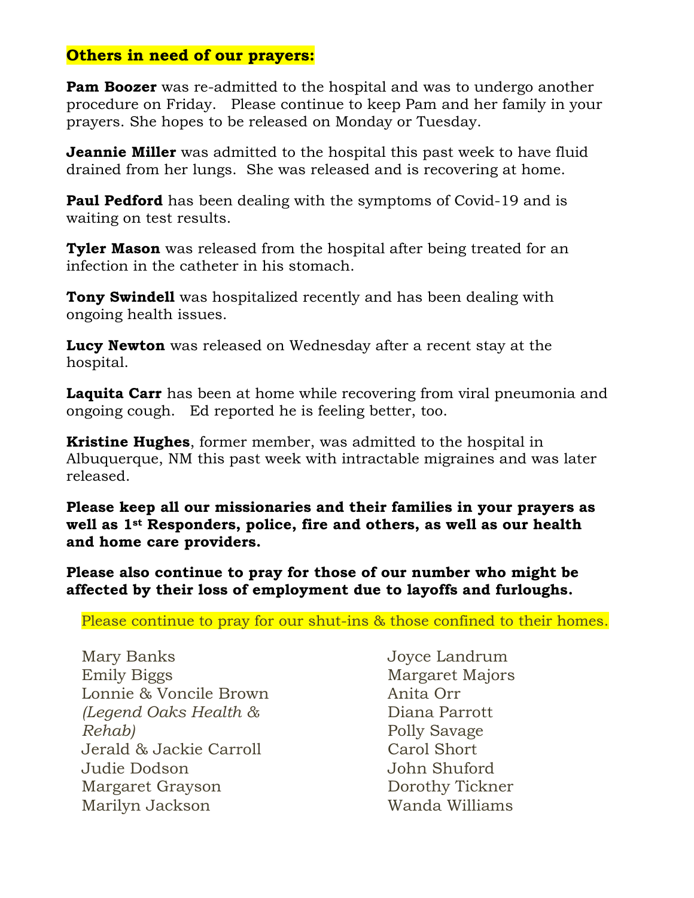**Others in need of our prayers:**

**Pam Boozer** was re-admitted to the hospital and was to undergo another procedure on Friday. Please continue to keep Pam and her family in your prayers. She hopes to be released on Monday or Tuesday.

**Jeannie Miller** was admitted to the hospital this past week to have fluid drained from her lungs. She was released and is recovering at home.

**Paul Pedford** has been dealing with the symptoms of Covid-19 and is waiting on test results.

**Tyler Mason** was released from the hospital after being treated for an infection in the catheter in his stomach.

**Tony Swindell** was hospitalized recently and has been dealing with ongoing health issues.

**Lucy Newton** was released on Wednesday after a recent stay at the hospital.

**Laquita Carr** has been at home while recovering from viral pneumonia and ongoing cough. Ed reported he is feeling better, too.

**Kristine Hughes**, former member, was admitted to the hospital in Albuquerque, NM this past week with intractable migraines and was later released.

**Please keep all our missionaries and their families in your prayers as well as 1st Responders, police, fire and others, as well as our health and home care providers.**

**Please also continue to pray for those of our number who might be affected by their loss of employment due to layoffs and furloughs.**

Please continue to pray for our shut-ins & those confined to their homes.

Mary Banks
Emily Biggs
Lonnie & Voncile Brown *(Legend Oaks Health & Rehab)*
Jerald & Jackie Carroll
Judie Dodson
Margaret Grayson
Marilyn Jackson
Joyce Landrum
Margaret Majors
Anita Orr
Diana Parrott
Polly Savage
Carol Short
John Shuford
Dorothy Tickner
Wanda Williams